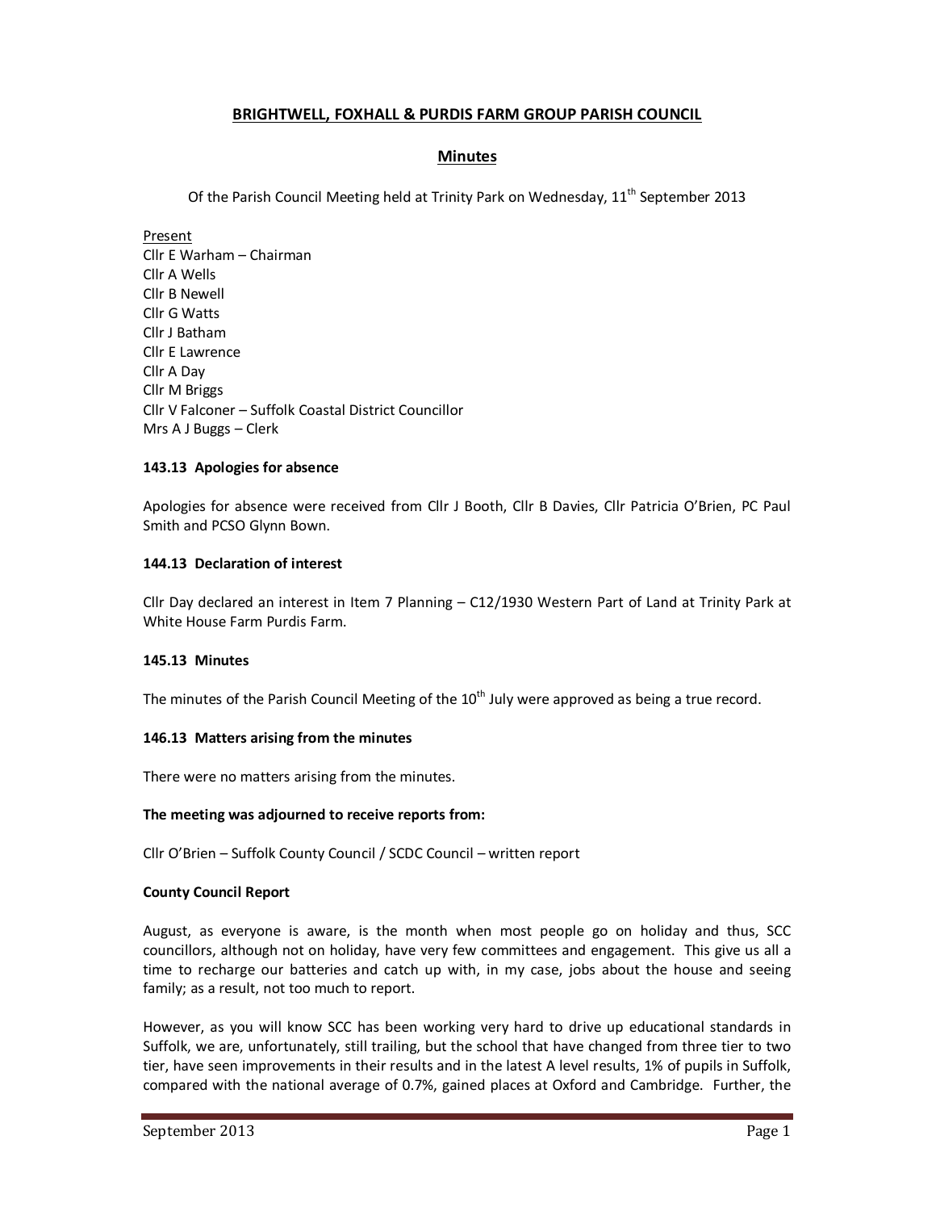# BRIGHTWELL, FOXHALL & PURDIS FARM GROUP PARISH COUNCIL

## Minutes

Of the Parish Council Meeting held at Trinity Park on Wednesday, 11th September 2013

Present
Cllr E Warham – Chairman
Cllr A Wells
Cllr B Newell
Cllr G Watts
Cllr J Batham
Cllr E Lawrence
Cllr A Day
Cllr M Briggs
Cllr V Falconer – Suffolk Coastal District Councillor
Mrs A J Buggs – Clerk

**143.13 Apologies for absence**

Apologies for absence were received from Cllr J Booth, Cllr B Davies, Cllr Patricia O'Brien, PC Paul Smith and PCSO Glynn Bown.

**144.13 Declaration of interest**

Cllr Day declared an interest in Item 7 Planning – C12/1930 Western Part of Land at Trinity Park at White House Farm Purdis Farm.

**145.13 Minutes**

The minutes of the Parish Council Meeting of the 10th July were approved as being a true record.

**146.13 Matters arising from the minutes**

There were no matters arising from the minutes.

**The meeting was adjourned to receive reports from:**

Cllr O'Brien – Suffolk County Council / SCDC Council – written report

**County Council Report**

August, as everyone is aware, is the month when most people go on holiday and thus, SCC councillors, although not on holiday, have very few committees and engagement. This give us all a time to recharge our batteries and catch up with, in my case, jobs about the house and seeing family; as a result, not too much to report.

However, as you will know SCC has been working very hard to drive up educational standards in Suffolk, we are, unfortunately, still trailing, but the school that have changed from three tier to two tier, have seen improvements in their results and in the latest A level results, 1% of pupils in Suffolk, compared with the national average of 0.7%, gained places at Oxford and Cambridge. Further, the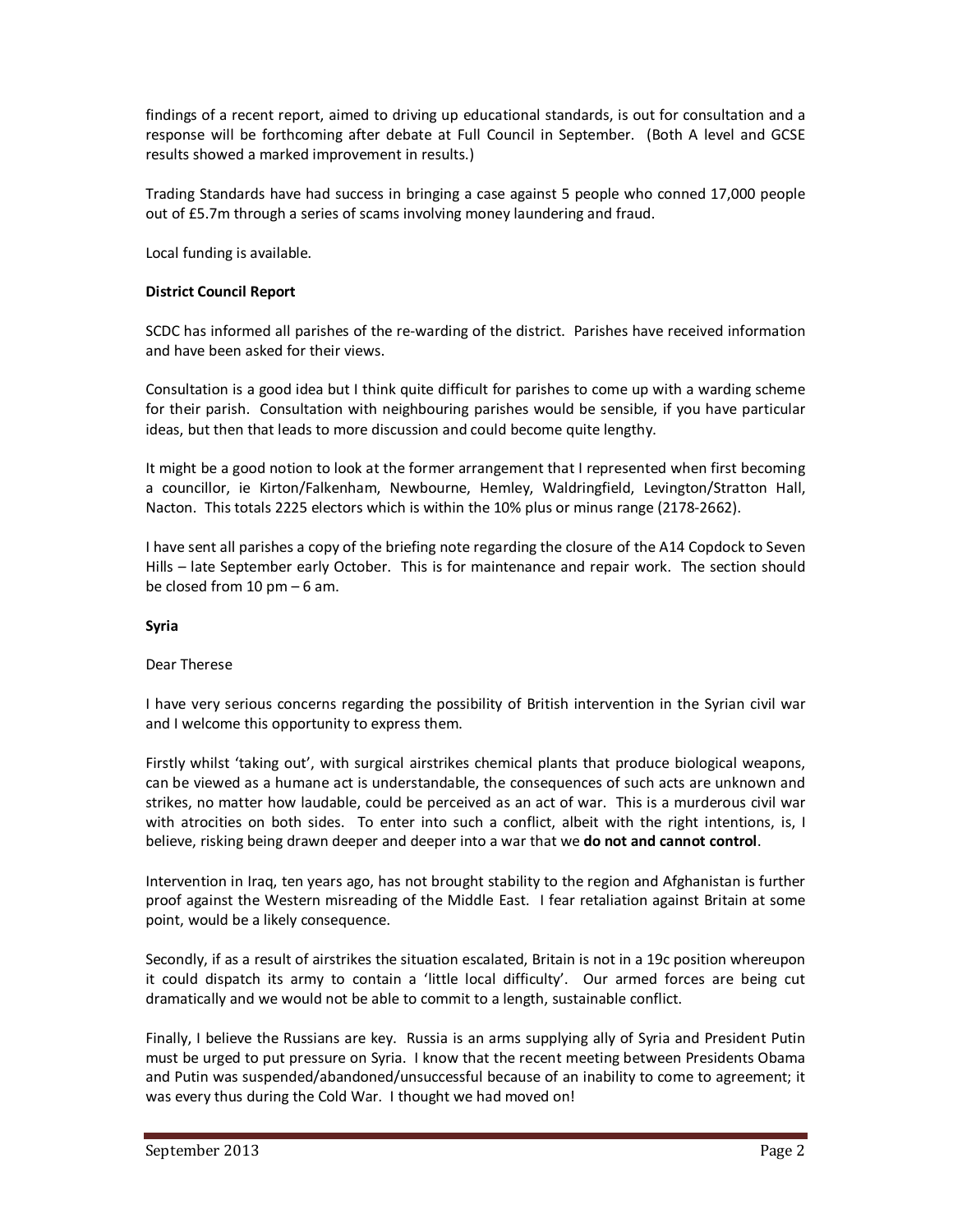findings of a recent report, aimed to driving up educational standards, is out for consultation and a response will be forthcoming after debate at Full Council in September. (Both A level and GCSE results showed a marked improvement in results.)

Trading Standards have had success in bringing a case against 5 people who conned 17,000 people out of £5.7m through a series of scams involving money laundering and fraud.

Local funding is available.

**District Council Report**

SCDC has informed all parishes of the re-warding of the district. Parishes have received information and have been asked for their views.

Consultation is a good idea but I think quite difficult for parishes to come up with a warding scheme for their parish. Consultation with neighbouring parishes would be sensible, if you have particular ideas, but then that leads to more discussion and could become quite lengthy.

It might be a good notion to look at the former arrangement that I represented when first becoming a councillor, ie Kirton/Falkenham, Newbourne, Hemley, Waldringfield, Levington/Stratton Hall, Nacton. This totals 2225 electors which is within the 10% plus or minus range (2178-2662).

I have sent all parishes a copy of the briefing note regarding the closure of the A14 Copdock to Seven Hills – late September early October. This is for maintenance and repair work. The section should be closed from 10 pm – 6 am.

**Syria**

Dear Therese

I have very serious concerns regarding the possibility of British intervention in the Syrian civil war and I welcome this opportunity to express them.

Firstly whilst 'taking out', with surgical airstrikes chemical plants that produce biological weapons, can be viewed as a humane act is understandable, the consequences of such acts are unknown and strikes, no matter how laudable, could be perceived as an act of war. This is a murderous civil war with atrocities on both sides. To enter into such a conflict, albeit with the right intentions, is, I believe, risking being drawn deeper and deeper into a war that we **do not and cannot control**.

Intervention in Iraq, ten years ago, has not brought stability to the region and Afghanistan is further proof against the Western misreading of the Middle East. I fear retaliation against Britain at some point, would be a likely consequence.

Secondly, if as a result of airstrikes the situation escalated, Britain is not in a 19c position whereupon it could dispatch its army to contain a 'little local difficulty'. Our armed forces are being cut dramatically and we would not be able to commit to a length, sustainable conflict.

Finally, I believe the Russians are key. Russia is an arms supplying ally of Syria and President Putin must be urged to put pressure on Syria. I know that the recent meeting between Presidents Obama and Putin was suspended/abandoned/unsuccessful because of an inability to come to agreement; it was every thus during the Cold War. I thought we had moved on!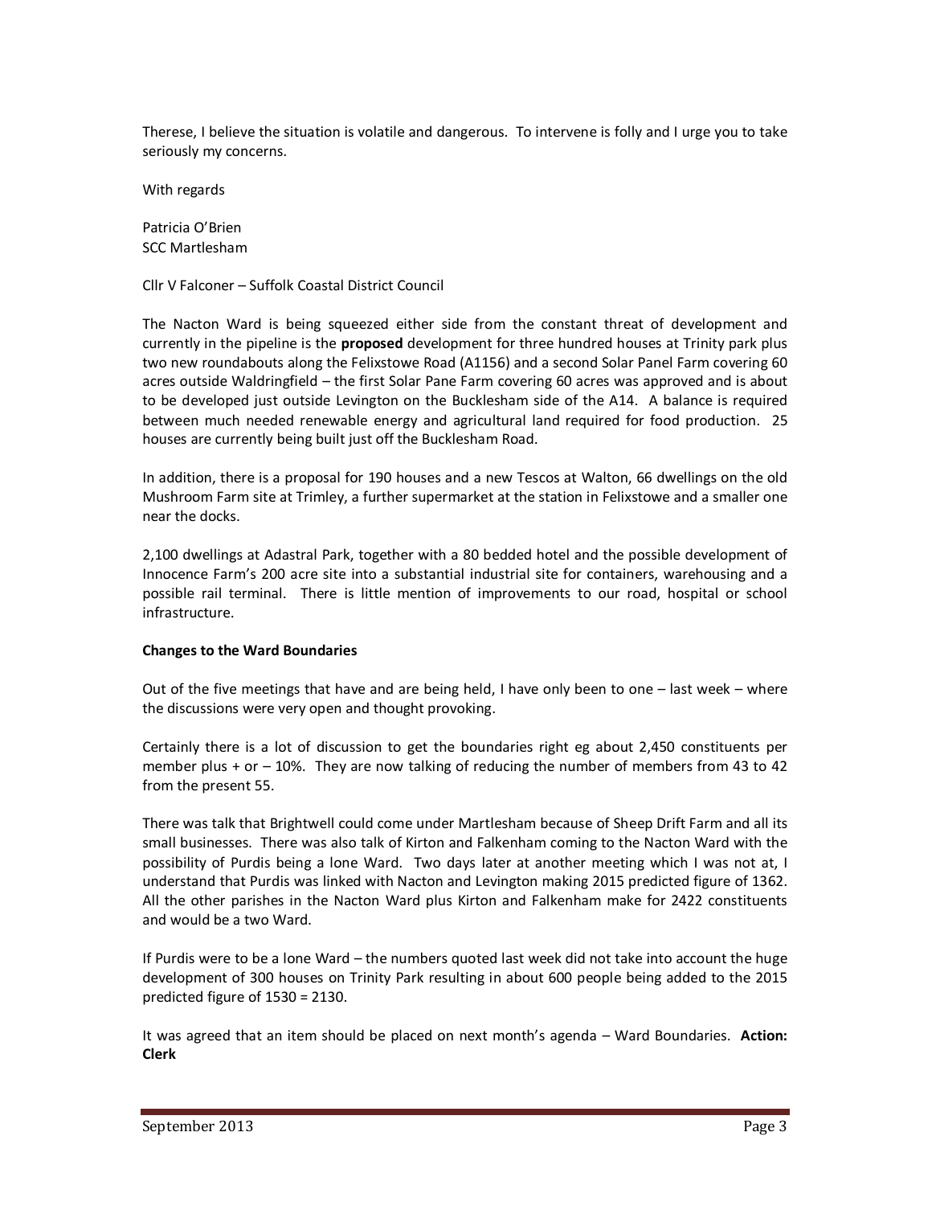Therese, I believe the situation is volatile and dangerous. To intervene is folly and I urge you to take seriously my concerns.

With regards

Patricia O'Brien
SCC Martlesham

Cllr V Falconer – Suffolk Coastal District Council

The Nacton Ward is being squeezed either side from the constant threat of development and currently in the pipeline is the **proposed** development for three hundred houses at Trinity park plus two new roundabouts along the Felixstowe Road (A1156) and a second Solar Panel Farm covering 60 acres outside Waldringfield – the first Solar Pane Farm covering 60 acres was approved and is about to be developed just outside Levington on the Bucklesham side of the A14. A balance is required between much needed renewable energy and agricultural land required for food production. 25 houses are currently being built just off the Bucklesham Road.

In addition, there is a proposal for 190 houses and a new Tescos at Walton, 66 dwellings on the old Mushroom Farm site at Trimley, a further supermarket at the station in Felixstowe and a smaller one near the docks.

2,100 dwellings at Adastral Park, together with a 80 bedded hotel and the possible development of Innocence Farm's 200 acre site into a substantial industrial site for containers, warehousing and a possible rail terminal. There is little mention of improvements to our road, hospital or school infrastructure.

**Changes to the Ward Boundaries**

Out of the five meetings that have and are being held, I have only been to one – last week – where the discussions were very open and thought provoking.

Certainly there is a lot of discussion to get the boundaries right eg about 2,450 constituents per member plus + or – 10%. They are now talking of reducing the number of members from 43 to 42 from the present 55.

There was talk that Brightwell could come under Martlesham because of Sheep Drift Farm and all its small businesses. There was also talk of Kirton and Falkenham coming to the Nacton Ward with the possibility of Purdis being a lone Ward. Two days later at another meeting which I was not at, I understand that Purdis was linked with Nacton and Levington making 2015 predicted figure of 1362. All the other parishes in the Nacton Ward plus Kirton and Falkenham make for 2422 constituents and would be a two Ward.

If Purdis were to be a lone Ward – the numbers quoted last week did not take into account the huge development of 300 houses on Trinity Park resulting in about 600 people being added to the 2015 predicted figure of 1530 = 2130.

It was agreed that an item should be placed on next month's agenda – Ward Boundaries. **Action: Clerk**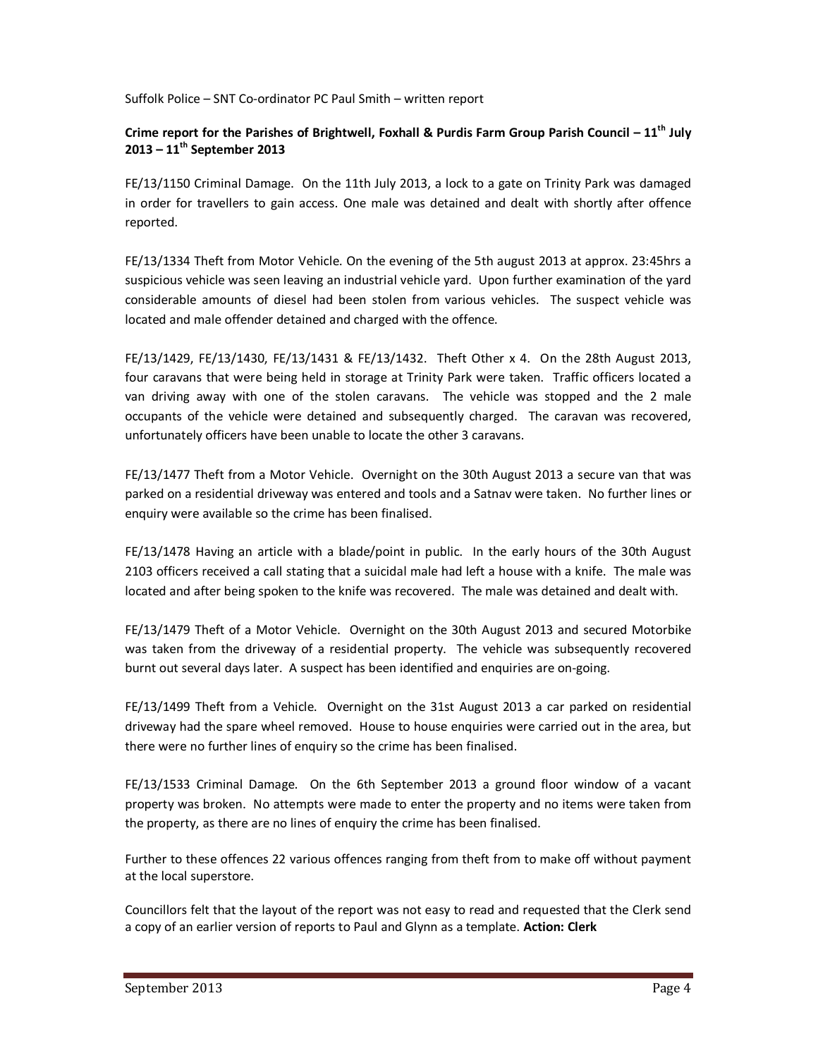Suffolk Police – SNT Co-ordinator PC Paul Smith – written report

**Crime report for the Parishes of Brightwell, Foxhall & Purdis Farm Group Parish Council – 11th July 2013 – 11th September 2013**

FE/13/1150 Criminal Damage. On the 11th July 2013, a lock to a gate on Trinity Park was damaged in order for travellers to gain access. One male was detained and dealt with shortly after offence reported.

FE/13/1334 Theft from Motor Vehicle. On the evening of the 5th august 2013 at approx. 23:45hrs a suspicious vehicle was seen leaving an industrial vehicle yard. Upon further examination of the yard considerable amounts of diesel had been stolen from various vehicles. The suspect vehicle was located and male offender detained and charged with the offence.

FE/13/1429, FE/13/1430, FE/13/1431 & FE/13/1432. Theft Other x 4. On the 28th August 2013, four caravans that were being held in storage at Trinity Park were taken. Traffic officers located a van driving away with one of the stolen caravans. The vehicle was stopped and the 2 male occupants of the vehicle were detained and subsequently charged. The caravan was recovered, unfortunately officers have been unable to locate the other 3 caravans.

FE/13/1477 Theft from a Motor Vehicle. Overnight on the 30th August 2013 a secure van that was parked on a residential driveway was entered and tools and a Satnav were taken. No further lines or enquiry were available so the crime has been finalised.

FE/13/1478 Having an article with a blade/point in public. In the early hours of the 30th August 2103 officers received a call stating that a suicidal male had left a house with a knife. The male was located and after being spoken to the knife was recovered. The male was detained and dealt with.

FE/13/1479 Theft of a Motor Vehicle. Overnight on the 30th August 2013 and secured Motorbike was taken from the driveway of a residential property. The vehicle was subsequently recovered burnt out several days later. A suspect has been identified and enquiries are on-going.

FE/13/1499 Theft from a Vehicle. Overnight on the 31st August 2013 a car parked on residential driveway had the spare wheel removed. House to house enquiries were carried out in the area, but there were no further lines of enquiry so the crime has been finalised.

FE/13/1533 Criminal Damage. On the 6th September 2013 a ground floor window of a vacant property was broken. No attempts were made to enter the property and no items were taken from the property, as there are no lines of enquiry the crime has been finalised.

Further to these offences 22 various offences ranging from theft from to make off without payment at the local superstore.

Councillors felt that the layout of the report was not easy to read and requested that the Clerk send a copy of an earlier version of reports to Paul and Glynn as a template. **Action: Clerk**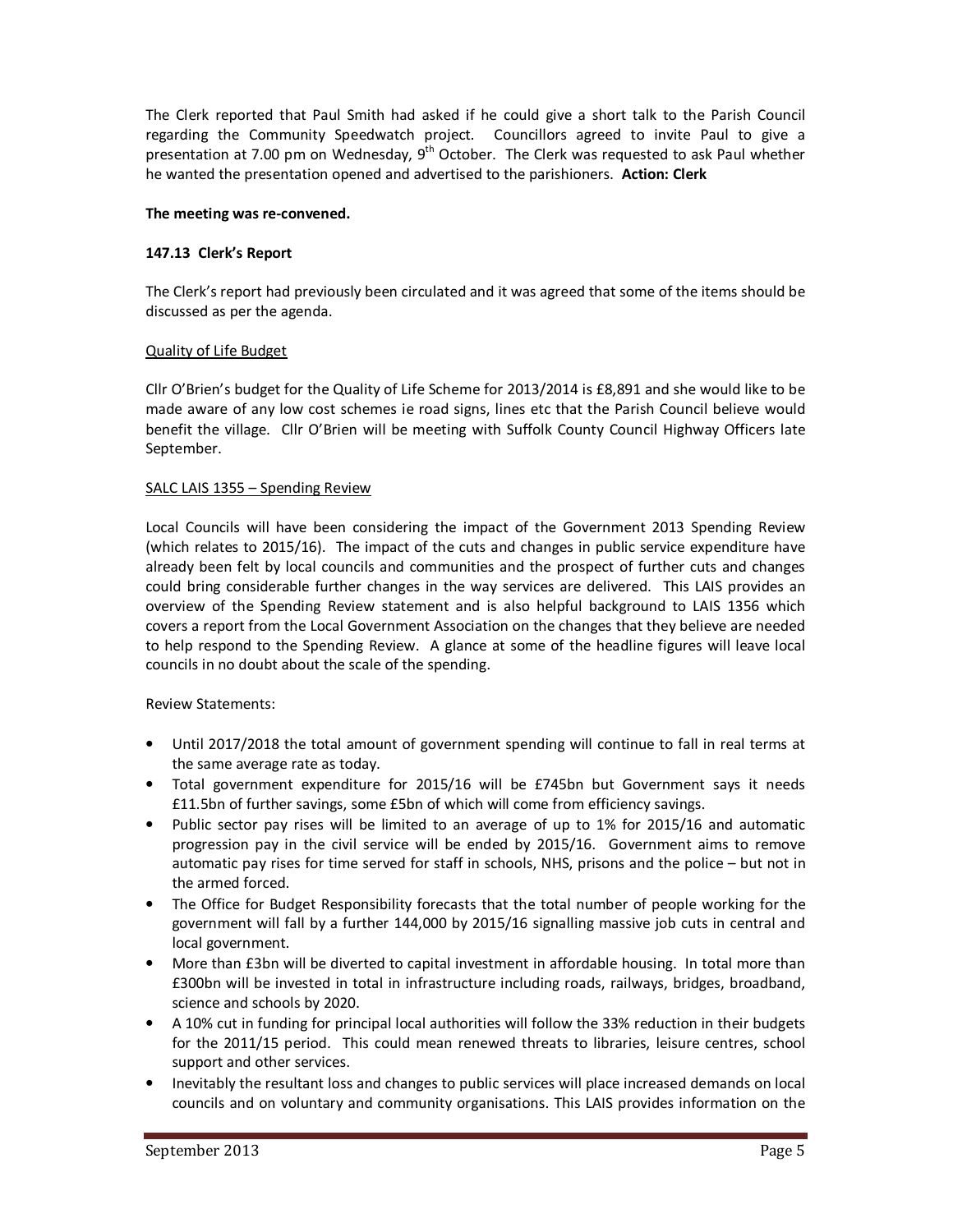The Clerk reported that Paul Smith had asked if he could give a short talk to the Parish Council regarding the Community Speedwatch project. Councillors agreed to invite Paul to give a presentation at 7.00 pm on Wednesday, 9th October. The Clerk was requested to ask Paul whether he wanted the presentation opened and advertised to the parishioners. **Action: Clerk**

**The meeting was re-convened.**

**147.13 Clerk's Report**

The Clerk's report had previously been circulated and it was agreed that some of the items should be discussed as per the agenda.

Quality of Life Budget

Cllr O'Brien's budget for the Quality of Life Scheme for 2013/2014 is £8,891 and she would like to be made aware of any low cost schemes ie road signs, lines etc that the Parish Council believe would benefit the village. Cllr O'Brien will be meeting with Suffolk County Council Highway Officers late September.

SALC LAIS 1355 – Spending Review

Local Councils will have been considering the impact of the Government 2013 Spending Review (which relates to 2015/16). The impact of the cuts and changes in public service expenditure have already been felt by local councils and communities and the prospect of further cuts and changes could bring considerable further changes in the way services are delivered. This LAIS provides an overview of the Spending Review statement and is also helpful background to LAIS 1356 which covers a report from the Local Government Association on the changes that they believe are needed to help respond to the Spending Review. A glance at some of the headline figures will leave local councils in no doubt about the scale of the spending.

Review Statements:

- Until 2017/2018 the total amount of government spending will continue to fall in real terms at the same average rate as today.
- Total government expenditure for 2015/16 will be £745bn but Government says it needs £11.5bn of further savings, some £5bn of which will come from efficiency savings.
- Public sector pay rises will be limited to an average of up to 1% for 2015/16 and automatic progression pay in the civil service will be ended by 2015/16. Government aims to remove automatic pay rises for time served for staff in schools, NHS, prisons and the police – but not in the armed forced.
- The Office for Budget Responsibility forecasts that the total number of people working for the government will fall by a further 144,000 by 2015/16 signalling massive job cuts in central and local government.
- More than £3bn will be diverted to capital investment in affordable housing. In total more than £300bn will be invested in total in infrastructure including roads, railways, bridges, broadband, science and schools by 2020.
- A 10% cut in funding for principal local authorities will follow the 33% reduction in their budgets for the 2011/15 period. This could mean renewed threats to libraries, leisure centres, school support and other services.
- Inevitably the resultant loss and changes to public services will place increased demands on local councils and on voluntary and community organisations. This LAIS provides information on the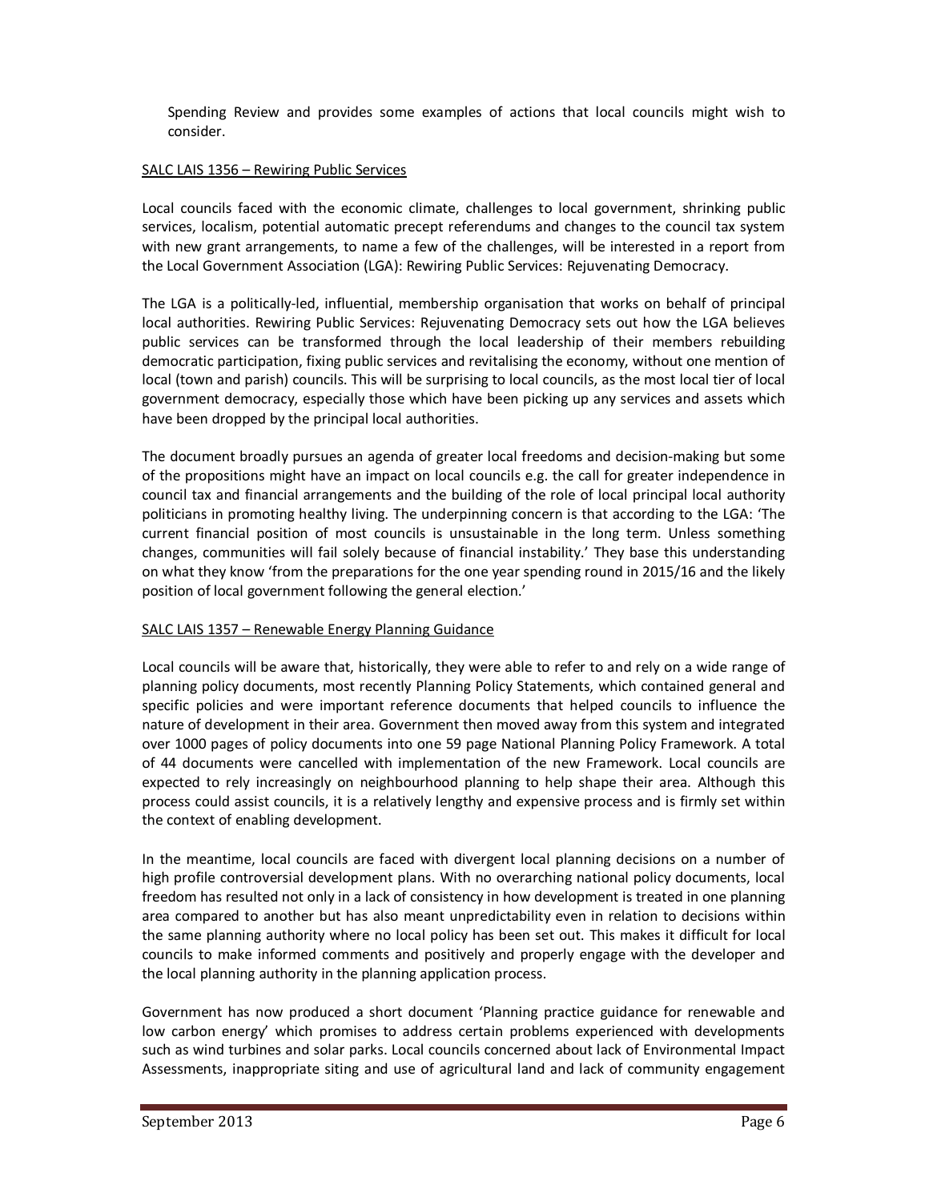Spending Review and provides some examples of actions that local councils might wish to consider.

SALC LAIS 1356 – Rewiring Public Services

Local councils faced with the economic climate, challenges to local government, shrinking public services, localism, potential automatic precept referendums and changes to the council tax system with new grant arrangements, to name a few of the challenges, will be interested in a report from the Local Government Association (LGA): Rewiring Public Services: Rejuvenating Democracy.

The LGA is a politically-led, influential, membership organisation that works on behalf of principal local authorities. Rewiring Public Services: Rejuvenating Democracy sets out how the LGA believes public services can be transformed through the local leadership of their members rebuilding democratic participation, fixing public services and revitalising the economy, without one mention of local (town and parish) councils. This will be surprising to local councils, as the most local tier of local government democracy, especially those which have been picking up any services and assets which have been dropped by the principal local authorities.

The document broadly pursues an agenda of greater local freedoms and decision-making but some of the propositions might have an impact on local councils e.g. the call for greater independence in council tax and financial arrangements and the building of the role of local principal local authority politicians in promoting healthy living. The underpinning concern is that according to the LGA: 'The current financial position of most councils is unsustainable in the long term. Unless something changes, communities will fail solely because of financial instability.' They base this understanding on what they know 'from the preparations for the one year spending round in 2015/16 and the likely position of local government following the general election.'

SALC LAIS 1357 – Renewable Energy Planning Guidance

Local councils will be aware that, historically, they were able to refer to and rely on a wide range of planning policy documents, most recently Planning Policy Statements, which contained general and specific policies and were important reference documents that helped councils to influence the nature of development in their area. Government then moved away from this system and integrated over 1000 pages of policy documents into one 59 page National Planning Policy Framework. A total of 44 documents were cancelled with implementation of the new Framework. Local councils are expected to rely increasingly on neighbourhood planning to help shape their area. Although this process could assist councils, it is a relatively lengthy and expensive process and is firmly set within the context of enabling development.

In the meantime, local councils are faced with divergent local planning decisions on a number of high profile controversial development plans. With no overarching national policy documents, local freedom has resulted not only in a lack of consistency in how development is treated in one planning area compared to another but has also meant unpredictability even in relation to decisions within the same planning authority where no local policy has been set out. This makes it difficult for local councils to make informed comments and positively and properly engage with the developer and the local planning authority in the planning application process.

Government has now produced a short document 'Planning practice guidance for renewable and low carbon energy' which promises to address certain problems experienced with developments such as wind turbines and solar parks. Local councils concerned about lack of Environmental Impact Assessments, inappropriate siting and use of agricultural land and lack of community engagement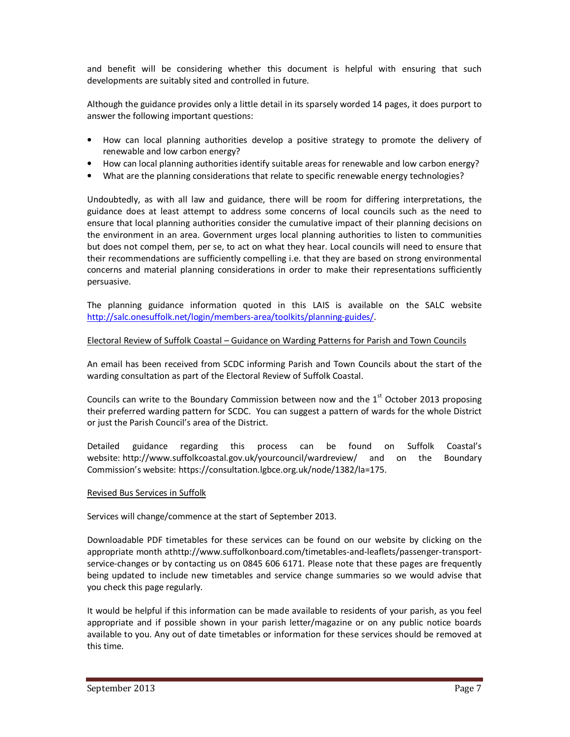and benefit will be considering whether this document is helpful with ensuring that such developments are suitably sited and controlled in future.

Although the guidance provides only a little detail in its sparsely worded 14 pages, it does purport to answer the following important questions:

- How can local planning authorities develop a positive strategy to promote the delivery of renewable and low carbon energy?
- How can local planning authorities identify suitable areas for renewable and low carbon energy?
- What are the planning considerations that relate to specific renewable energy technologies?

Undoubtedly, as with all law and guidance, there will be room for differing interpretations, the guidance does at least attempt to address some concerns of local councils such as the need to ensure that local planning authorities consider the cumulative impact of their planning decisions on the environment in an area. Government urges local planning authorities to listen to communities but does not compel them, per se, to act on what they hear. Local councils will need to ensure that their recommendations are sufficiently compelling i.e. that they are based on strong environmental concerns and material planning considerations in order to make their representations sufficiently persuasive.

The planning guidance information quoted in this LAIS is available on the SALC website http://salc.onesuffolk.net/login/members-area/toolkits/planning-guides/.

Electoral Review of Suffolk Coastal – Guidance on Warding Patterns for Parish and Town Councils

An email has been received from SCDC informing Parish and Town Councils about the start of the warding consultation as part of the Electoral Review of Suffolk Coastal.

Councils can write to the Boundary Commission between now and the 1st October 2013 proposing their preferred warding pattern for SCDC. You can suggest a pattern of wards for the whole District or just the Parish Council's area of the District.

Detailed guidance regarding this process can be found on Suffolk Coastal's website: http://www.suffolkcoastal.gov.uk/yourcouncil/wardreview/ and on the Boundary Commission's website: https://consultation.lgbce.org.uk/node/1382/la=175.

Revised Bus Services in Suffolk

Services will change/commence at the start of September 2013.

Downloadable PDF timetables for these services can be found on our website by clicking on the appropriate month athttp://www.suffolkonboard.com/timetables-and-leaflets/passenger-transport-service-changes or by contacting us on 0845 606 6171. Please note that these pages are frequently being updated to include new timetables and service change summaries so we would advise that you check this page regularly.

It would be helpful if this information can be made available to residents of your parish, as you feel appropriate and if possible shown in your parish letter/magazine or on any public notice boards available to you. Any out of date timetables or information for these services should be removed at this time.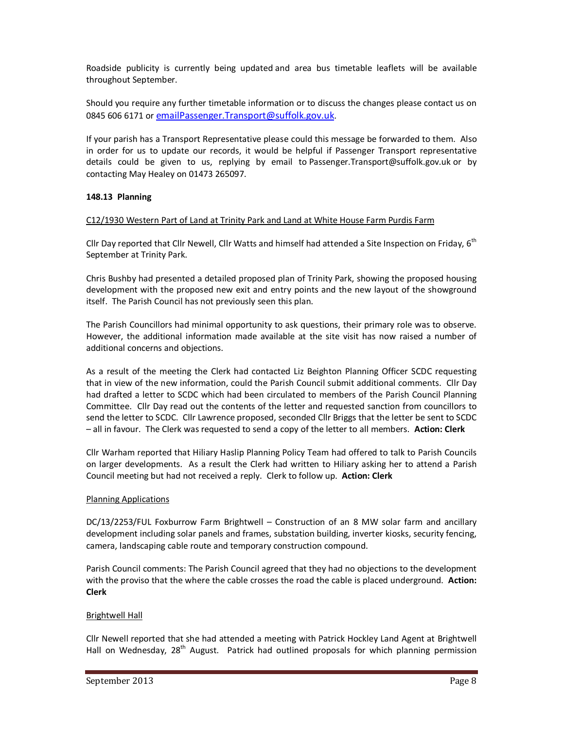Roadside publicity is currently being updated and area bus timetable leaflets will be available throughout September.

Should you require any further timetable information or to discuss the changes please contact us on 0845 606 6171 or emailPassenger.Transport@suffolk.gov.uk.

If your parish has a Transport Representative please could this message be forwarded to them. Also in order for us to update our records, it would be helpful if Passenger Transport representative details could be given to us, replying by email to Passenger.Transport@suffolk.gov.uk or by contacting May Healey on 01473 265097.

**148.13 Planning**

C12/1930 Western Part of Land at Trinity Park and Land at White House Farm Purdis Farm

Cllr Day reported that Cllr Newell, Cllr Watts and himself had attended a Site Inspection on Friday, 6th September at Trinity Park.

Chris Bushby had presented a detailed proposed plan of Trinity Park, showing the proposed housing development with the proposed new exit and entry points and the new layout of the showground itself. The Parish Council has not previously seen this plan.

The Parish Councillors had minimal opportunity to ask questions, their primary role was to observe. However, the additional information made available at the site visit has now raised a number of additional concerns and objections.

As a result of the meeting the Clerk had contacted Liz Beighton Planning Officer SCDC requesting that in view of the new information, could the Parish Council submit additional comments. Cllr Day had drafted a letter to SCDC which had been circulated to members of the Parish Council Planning Committee. Cllr Day read out the contents of the letter and requested sanction from councillors to send the letter to SCDC. Cllr Lawrence proposed, seconded Cllr Briggs that the letter be sent to SCDC – all in favour. The Clerk was requested to send a copy of the letter to all members. **Action: Clerk**

Cllr Warham reported that Hiliary Haslip Planning Policy Team had offered to talk to Parish Councils on larger developments. As a result the Clerk had written to Hiliary asking her to attend a Parish Council meeting but had not received a reply. Clerk to follow up. **Action: Clerk**

Planning Applications

DC/13/2253/FUL Foxburrow Farm Brightwell – Construction of an 8 MW solar farm and ancillary development including solar panels and frames, substation building, inverter kiosks, security fencing, camera, landscaping cable route and temporary construction compound.

Parish Council comments: The Parish Council agreed that they had no objections to the development with the proviso that the where the cable crosses the road the cable is placed underground. **Action: Clerk**

Brightwell Hall

Cllr Newell reported that she had attended a meeting with Patrick Hockley Land Agent at Brightwell Hall on Wednesday, 28th August. Patrick had outlined proposals for which planning permission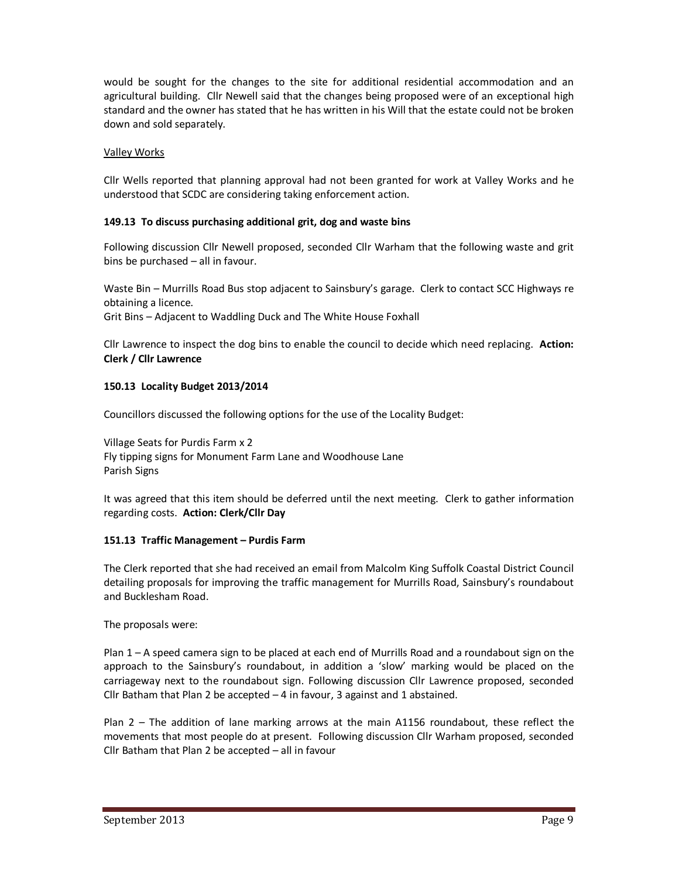would be sought for the changes to the site for additional residential accommodation and an agricultural building. Cllr Newell said that the changes being proposed were of an exceptional high standard and the owner has stated that he has written in his Will that the estate could not be broken down and sold separately.

Valley Works

Cllr Wells reported that planning approval had not been granted for work at Valley Works and he understood that SCDC are considering taking enforcement action.

**149.13 To discuss purchasing additional grit, dog and waste bins**

Following discussion Cllr Newell proposed, seconded Cllr Warham that the following waste and grit bins be purchased – all in favour.

Waste Bin – Murrills Road Bus stop adjacent to Sainsbury's garage. Clerk to contact SCC Highways re obtaining a licence.
Grit Bins – Adjacent to Waddling Duck and The White House Foxhall

Cllr Lawrence to inspect the dog bins to enable the council to decide which need replacing. **Action: Clerk / Cllr Lawrence**

**150.13 Locality Budget 2013/2014**

Councillors discussed the following options for the use of the Locality Budget:

Village Seats for Purdis Farm x 2
Fly tipping signs for Monument Farm Lane and Woodhouse Lane
Parish Signs

It was agreed that this item should be deferred until the next meeting. Clerk to gather information regarding costs. **Action: Clerk/Cllr Day**

**151.13 Traffic Management – Purdis Farm**

The Clerk reported that she had received an email from Malcolm King Suffolk Coastal District Council detailing proposals for improving the traffic management for Murrills Road, Sainsbury's roundabout and Bucklesham Road.

The proposals were:

Plan 1 – A speed camera sign to be placed at each end of Murrills Road and a roundabout sign on the approach to the Sainsbury's roundabout, in addition a 'slow' marking would be placed on the carriageway next to the roundabout sign. Following discussion Cllr Lawrence proposed, seconded Cllr Batham that Plan 2 be accepted – 4 in favour, 3 against and 1 abstained.

Plan 2 – The addition of lane marking arrows at the main A1156 roundabout, these reflect the movements that most people do at present. Following discussion Cllr Warham proposed, seconded Cllr Batham that Plan 2 be accepted – all in favour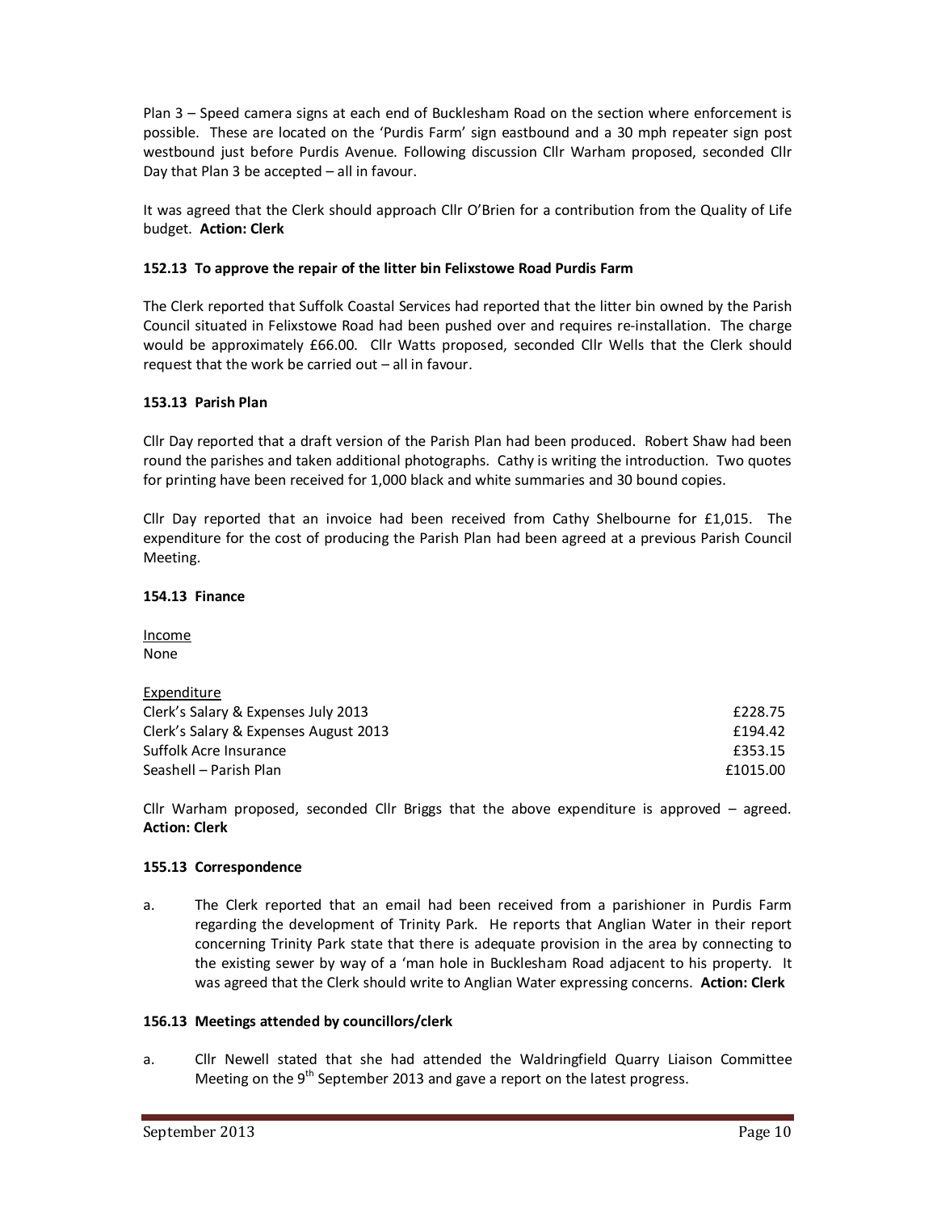Plan 3 – Speed camera signs at each end of Bucklesham Road on the section where enforcement is possible. These are located on the 'Purdis Farm' sign eastbound and a 30 mph repeater sign post westbound just before Purdis Avenue. Following discussion Cllr Warham proposed, seconded Cllr Day that Plan 3 be accepted – all in favour.

It was agreed that the Clerk should approach Cllr O'Brien for a contribution from the Quality of Life budget. **Action: Clerk**

### 152.13 To approve the repair of the litter bin Felixstowe Road Purdis Farm

The Clerk reported that Suffolk Coastal Services had reported that the litter bin owned by the Parish Council situated in Felixstowe Road had been pushed over and requires re-installation. The charge would be approximately £66.00. Cllr Watts proposed, seconded Cllr Wells that the Clerk should request that the work be carried out – all in favour.

### 153.13 Parish Plan

Cllr Day reported that a draft version of the Parish Plan had been produced. Robert Shaw had been round the parishes and taken additional photographs. Cathy is writing the introduction. Two quotes for printing have been received for 1,000 black and white summaries and 30 bound copies.

Cllr Day reported that an invoice had been received from Cathy Shelbourne for £1,015. The expenditure for the cost of producing the Parish Plan had been agreed at a previous Parish Council Meeting.

### 154.13 Finance

Income
None

Expenditure

| | |
|---|---|
| Clerk's Salary & Expenses July 2013 | £228.75 |
| Clerk's Salary & Expenses August 2013 | £194.42 |
| Suffolk Acre Insurance | £353.15 |
| Seashell – Parish Plan | £1015.00 |

Cllr Warham proposed, seconded Cllr Briggs that the above expenditure is approved – agreed. **Action: Clerk**

### 155.13 Correspondence

a. The Clerk reported that an email had been received from a parishioner in Purdis Farm regarding the development of Trinity Park. He reports that Anglian Water in their report concerning Trinity Park state that there is adequate provision in the area by connecting to the existing sewer by way of a 'man hole in Bucklesham Road adjacent to his property. It was agreed that the Clerk should write to Anglian Water expressing concerns. **Action: Clerk**

### 156.13 Meetings attended by councillors/clerk

a. Cllr Newell stated that she had attended the Waldringfield Quarry Liaison Committee Meeting on the 9th September 2013 and gave a report on the latest progress.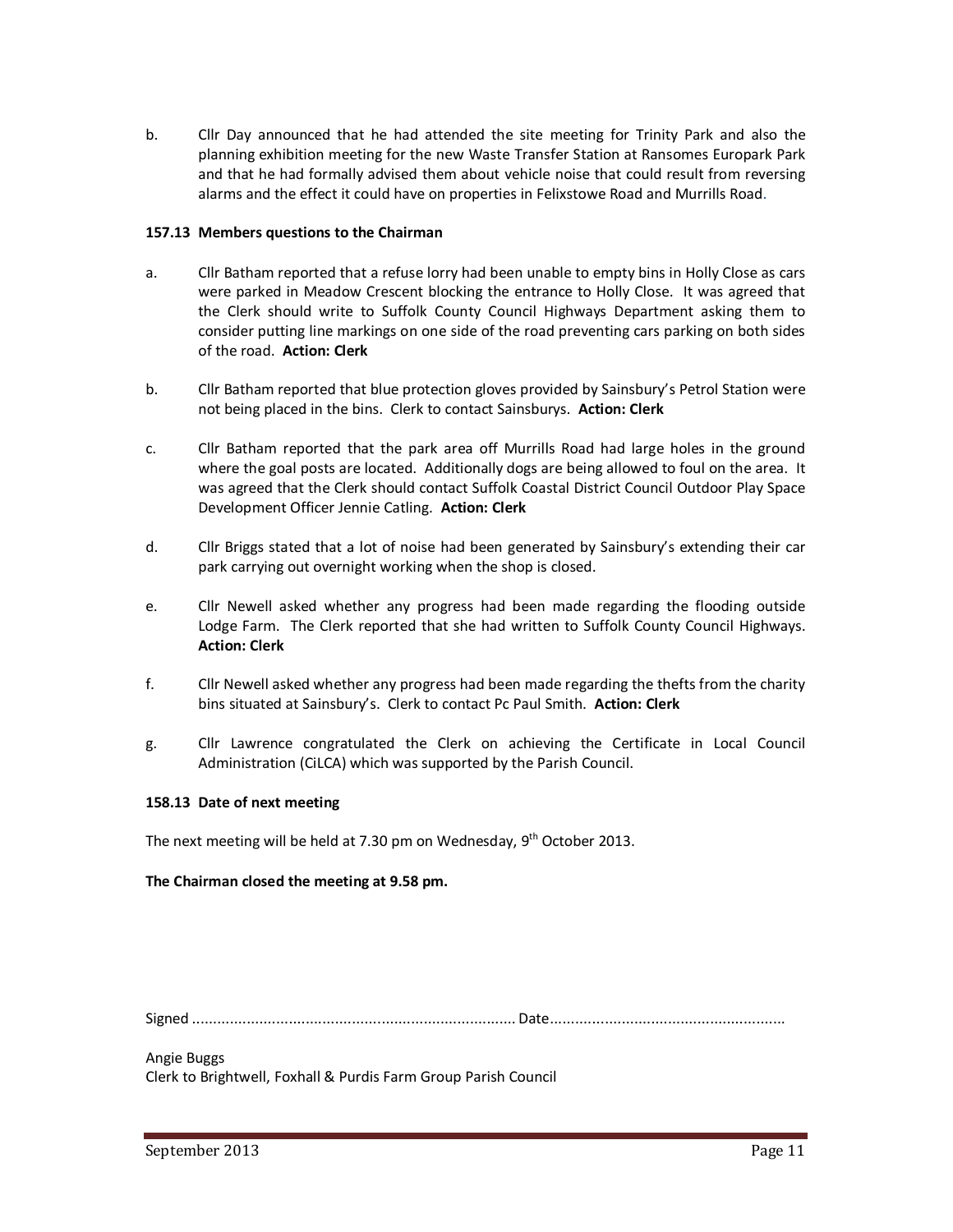b. Cllr Day announced that he had attended the site meeting for Trinity Park and also the planning exhibition meeting for the new Waste Transfer Station at Ransomes Europark Park and that he had formally advised them about vehicle noise that could result from reversing alarms and the effect it could have on properties in Felixstowe Road and Murrills Road.

**157.13 Members questions to the Chairman**

a. Cllr Batham reported that a refuse lorry had been unable to empty bins in Holly Close as cars were parked in Meadow Crescent blocking the entrance to Holly Close. It was agreed that the Clerk should write to Suffolk County Council Highways Department asking them to consider putting line markings on one side of the road preventing cars parking on both sides of the road. **Action: Clerk**

b. Cllr Batham reported that blue protection gloves provided by Sainsbury's Petrol Station were not being placed in the bins. Clerk to contact Sainsburys. **Action: Clerk**

c. Cllr Batham reported that the park area off Murrills Road had large holes in the ground where the goal posts are located. Additionally dogs are being allowed to foul on the area. It was agreed that the Clerk should contact Suffolk Coastal District Council Outdoor Play Space Development Officer Jennie Catling. **Action: Clerk**

d. Cllr Briggs stated that a lot of noise had been generated by Sainsbury's extending their car park carrying out overnight working when the shop is closed.

e. Cllr Newell asked whether any progress had been made regarding the flooding outside Lodge Farm. The Clerk reported that she had written to Suffolk County Council Highways. **Action: Clerk**

f. Cllr Newell asked whether any progress had been made regarding the thefts from the charity bins situated at Sainsbury's. Clerk to contact Pc Paul Smith. **Action: Clerk**

g. Cllr Lawrence congratulated the Clerk on achieving the Certificate in Local Council Administration (CiLCA) which was supported by the Parish Council.

**158.13 Date of next meeting**

The next meeting will be held at 7.30 pm on Wednesday, 9th October 2013.

**The Chairman closed the meeting at 9.58 pm.**

Signed ............................................................................ Date........................................................

Angie Buggs
Clerk to Brightwell, Foxhall & Purdis Farm Group Parish Council